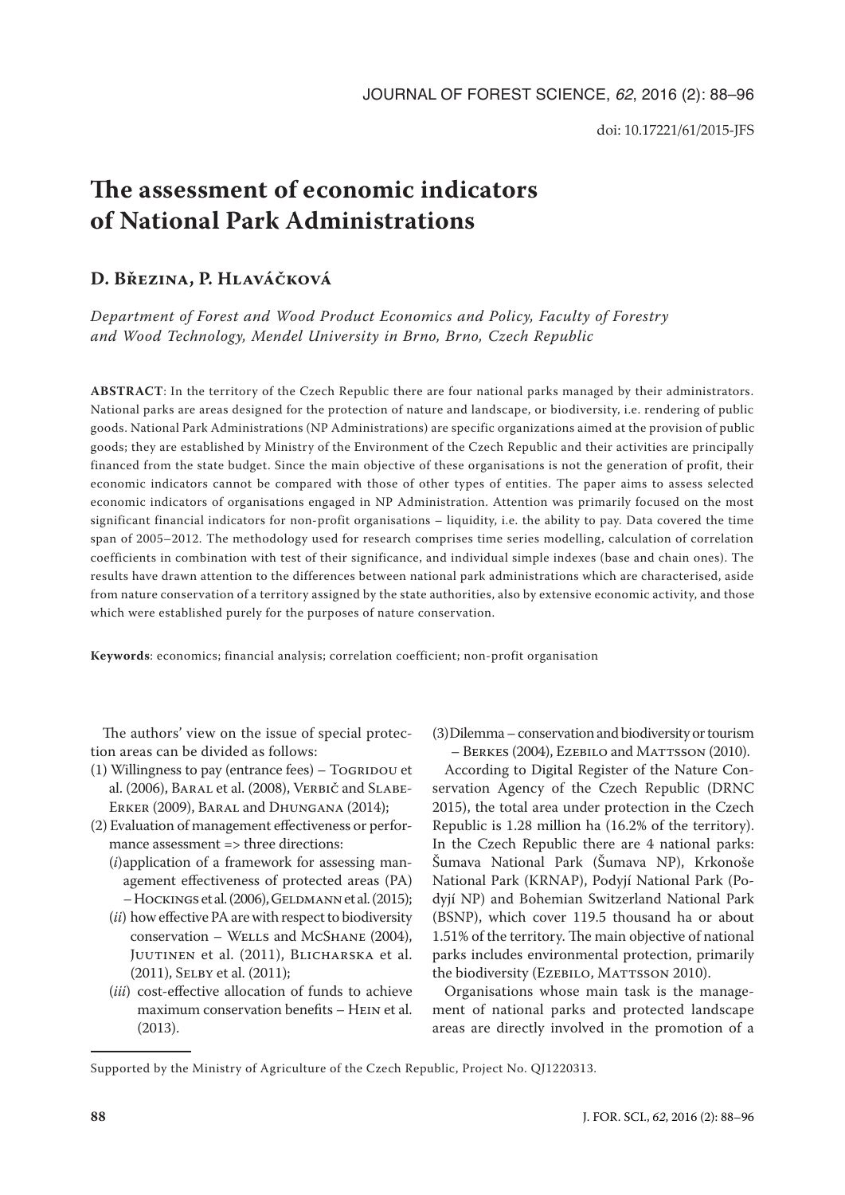doi: 10.17221/61/2015-JFS

# The assessment of economic indicators of National Park Administrations

## D. Březina, P. Hlaváčková

*Department of Forest and Wood Product Economics and Policy, Faculty of Forestry and Wood Technology, Mendel University in Brno, Brno, Czech Republic*

**ABSTRACT**: In the territory of the Czech Republic there are four national parks managed by their administrators. National parks are areas designed for the protection of nature and landscape, or biodiversity, i.e. rendering of public goods. National Park Administrations (NP Administrations) are specific organizations aimed at the provision of public goods; they are established by Ministry of the Environment of the Czech Republic and their activities are principally financed from the state budget. Since the main objective of these organisations is not the generation of profit, their economic indicators cannot be compared with those of other types of entities. The paper aims to assess selected economic indicators of organisations engaged in NP Administration. Attention was primarily focused on the most significant financial indicators for non-profit organisations – liquidity, i.e. the ability to pay. Data covered the time span of 2005–2012. The methodology used for research comprises time series modelling, calculation of correlation coefficients in combination with test of their significance, and individual simple indexes (base and chain ones). The results have drawn attention to the differences between national park administrations which are characterised, aside from nature conservation of a territory assigned by the state authorities, also by extensive economic activity, and those which were established purely for the purposes of nature conservation.

**Keywords**: economics; financial analysis; correlation coefficient; non-profit organisation

The authors' view on the issue of special protection areas can be divided as follows:

(1) Willingness to pay (entrance fees) – Togridou et al. (2006), Baral et al. (2008), Verbič and Slabe-Erker (2009), Baral and Dhungana (2014);

(2) Evaluation of management effectiveness or performance assessment => three directions:

  (*i*) application of a framework for assessing management effectiveness of protected areas (PA) – Hockings et al. (2006), Geldmann et al. (2015);

  (*ii*) how effective PA are with respect to biodiversity conservation – Wells and McShane (2004), Juutinen et al. (2011), Blicharska et al. (2011), Selby et al. (2011);

  (*iii*) cost-effective allocation of funds to achieve maximum conservation benefits – Hein et al. (2013).

(3) Dilemma – conservation and biodiversity or tourism – Berkes (2004), Ezebilo and Mattsson (2010).

According to Digital Register of the Nature Conservation Agency of the Czech Republic (DRNC 2015), the total area under protection in the Czech Republic is 1.28 million ha (16.2% of the territory). In the Czech Republic there are 4 national parks: Šumava National Park (Šumava NP), Krkonoše National Park (KRNAP), Podyjí National Park (Podyjí NP) and Bohemian Switzerland National Park (BSNP), which cover 119.5 thousand ha or about 1.51% of the territory. The main objective of national parks includes environmental protection, primarily the biodiversity (Ezebilo, Mattsson 2010).

Organisations whose main task is the management of national parks and protected landscape areas are directly involved in the promotion of a

Supported by the Ministry of Agriculture of the Czech Republic, Project No. QJ1220313.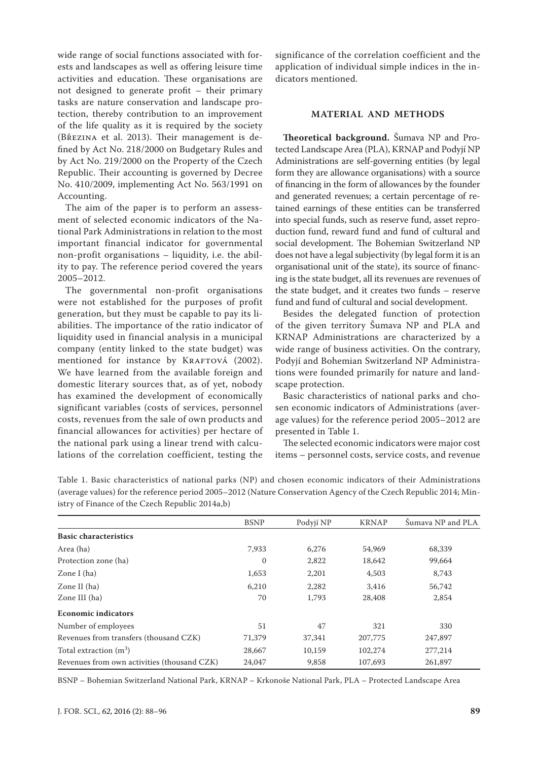wide range of social functions associated with forests and landscapes as well as offering leisure time activities and education. These organisations are not designed to generate profit – their primary tasks are nature conservation and landscape protection, thereby contribution to an improvement of the life quality as it is required by the society (Březina et al. 2013). Their management is defined by Act No. 218/2000 on Budgetary Rules and by Act No. 219/2000 on the Property of the Czech Republic. Their accounting is governed by Decree No. 410/2009, implementing Act No. 563/1991 on Accounting.

The aim of the paper is to perform an assessment of selected economic indicators of the National Park Administrations in relation to the most important financial indicator for governmental non-profit organisations – liquidity, i.e. the ability to pay. The reference period covered the years 2005–2012.

The governmental non-profit organisations were not established for the purposes of profit generation, but they must be capable to pay its liabilities. The importance of the ratio indicator of liquidity used in financial analysis in a municipal company (entity linked to the state budget) was mentioned for instance by Kraftová (2002). We have learned from the available foreign and domestic literary sources that, as of yet, nobody has examined the development of economically significant variables (costs of services, personnel costs, revenues from the sale of own products and financial allowances for activities) per hectare of the national park using a linear trend with calculations of the correlation coefficient, testing the significance of the correlation coefficient and the application of individual simple indices in the indicators mentioned.

## MATERIAL AND METHODS

**Theoretical background.** Šumava NP and Protected Landscape Area (PLA), KRNAP and Podyjí NP Administrations are self-governing entities (by legal form they are allowance organisations) with a source of financing in the form of allowances by the founder and generated revenues; a certain percentage of retained earnings of these entities can be transferred into special funds, such as reserve fund, asset reproduction fund, reward fund and fund of cultural and social development. The Bohemian Switzerland NP does not have a legal subjectivity (by legal form it is an organisational unit of the state), its source of financing is the state budget, all its revenues are revenues of the state budget, and it creates two funds – reserve fund and fund of cultural and social development.

Besides the delegated function of protection of the given territory Šumava NP and PLA and KRNAP Administrations are characterized by a wide range of business activities. On the contrary, Podyjí and Bohemian Switzerland NP Administrations were founded primarily for nature and landscape protection.

Basic characteristics of national parks and chosen economic indicators of Administrations (average values) for the reference period 2005–2012 are presented in Table 1.

The selected economic indicators were major cost items – personnel costs, service costs, and revenue

Table 1. Basic characteristics of national parks (NP) and chosen economic indicators of their Administrations (average values) for the reference period 2005–2012 (Nature Conservation Agency of the Czech Republic 2014; Ministry of Finance of the Czech Republic 2014a,b)

| | BSNP | Podyjí NP | KRNAP | Šumava NP and PLA |
|---|---|---|---|---|
| **Basic characteristics** | | | | |
| Area (ha) | 7,933 | 6,276 | 54,969 | 68,339 |
| Protection zone (ha) | 0 | 2,822 | 18,642 | 99,664 |
| Zone I (ha) | 1,653 | 2,201 | 4,503 | 8,743 |
| Zone II (ha) | 6,210 | 2,282 | 3,416 | 56,742 |
| Zone III (ha) | 70 | 1,793 | 28,408 | 2,854 |
| **Economic indicators** | | | | |
| Number of employees | 51 | 47 | 321 | 330 |
| Revenues from transfers (thousand CZK) | 71,379 | 37,341 | 207,775 | 247,897 |
| Total extraction ($m^3$) | 28,667 | 10,159 | 102,274 | 277,214 |
| Revenues from own activities (thousand CZK) | 24,047 | 9,858 | 107,693 | 261,897 |

BSNP – Bohemian Switzerland National Park, KRNAP – Krkonoše National Park, PLA – Protected Landscape Area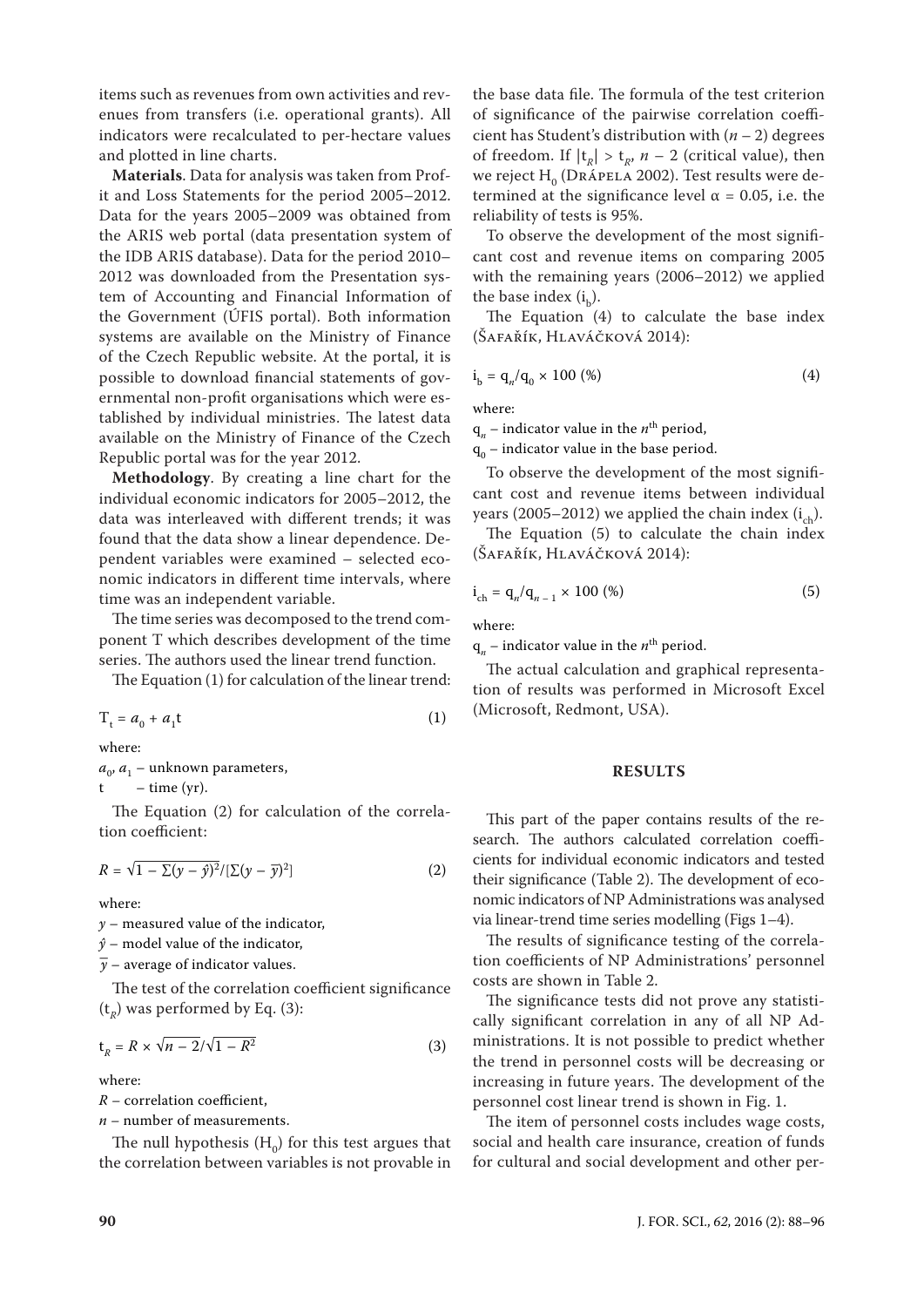items such as revenues from own activities and revenues from transfers (i.e. operational grants). All indicators were recalculated to per-hectare values and plotted in line charts.

**Materials**. Data for analysis was taken from Profit and Loss Statements for the period 2005–2012. Data for the years 2005–2009 was obtained from the ARIS web portal (data presentation system of the IDB ARIS database). Data for the period 2010–2012 was downloaded from the Presentation system of Accounting and Financial Information of the Government (ÚFIS portal). Both information systems are available on the Ministry of Finance of the Czech Republic website. At the portal, it is possible to download financial statements of governmental non-profit organisations which were established by individual ministries. The latest data available on the Ministry of Finance of the Czech Republic portal was for the year 2012.

**Methodology**. By creating a line chart for the individual economic indicators for 2005–2012, the data was interleaved with different trends; it was found that the data show a linear dependence. Dependent variables were examined – selected economic indicators in different time intervals, where time was an independent variable.

The time series was decomposed to the trend component T which describes development of the time series. The authors used the linear trend function.

The Equation (1) for calculation of the linear trend:

$$T_t = a_0 + a_1 t \tag{1}$$

where:

$a_0$, $a_1$ – unknown parameters,

t – time (yr).

The Equation (2) for calculation of the correlation coefficient:

$$R = \sqrt{1 - \Sigma(y - \hat{y})^2 / [\Sigma(y - \overline{y})^2]} \tag{2}$$

where:

$y$ – measured value of the indicator,

$\hat{y}$ – model value of the indicator,

$\overline{y}$ – average of indicator values.

The test of the correlation coefficient significance ($t_R$) was performed by Eq. (3):

$$t_R = R \times \sqrt{n - 2} / \sqrt{1 - R^2} \tag{3}$$

where:

$R$ – correlation coefficient,

$n$ – number of measurements.

The null hypothesis ($H_0$) for this test argues that the correlation between variables is not provable in the base data file. The formula of the test criterion of significance of the pairwise correlation coefficient has Student's distribution with ($n$ – 2) degrees of freedom. If $|t_R| > t_R$, $n$ – 2 (critical value), then we reject $H_0$ (Drápela 2002). Test results were determined at the significance level $\alpha = 0.05$, i.e. the reliability of tests is 95%.

To observe the development of the most significant cost and revenue items on comparing 2005 with the remaining years (2006–2012) we applied the base index ($i_b$).

The Equation (4) to calculate the base index (Šafařík, Hlaváčková 2014):

$$i_b = q_n / q_0 \times 100\ (\%) \tag{4}$$

where:

$q_n$ – indicator value in the $n^{\text{th}}$ period,

$q_0$ – indicator value in the base period.

To observe the development of the most significant cost and revenue items between individual years (2005–2012) we applied the chain index ($i_{ch}$).

The Equation (5) to calculate the chain index (Šafařík, Hlaváčková 2014):

$$i_{ch} = q_n / q_{n-1} \times 100\ (\%) \tag{5}$$

where:

$q_n$ – indicator value in the $n^{\text{th}}$ period.

The actual calculation and graphical representation of results was performed in Microsoft Excel (Microsoft, Redmont, USA).

## RESULTS

This part of the paper contains results of the research. The authors calculated correlation coefficients for individual economic indicators and tested their significance (Table 2). The development of economic indicators of NP Administrations was analysed via linear-trend time series modelling (Figs 1–4).

The results of significance testing of the correlation coefficients of NP Administrations' personnel costs are shown in Table 2.

The significance tests did not prove any statistically significant correlation in any of all NP Administrations. It is not possible to predict whether the trend in personnel costs will be decreasing or increasing in future years. The development of the personnel cost linear trend is shown in Fig. 1.

The item of personnel costs includes wage costs, social and health care insurance, creation of funds for cultural and social development and other per-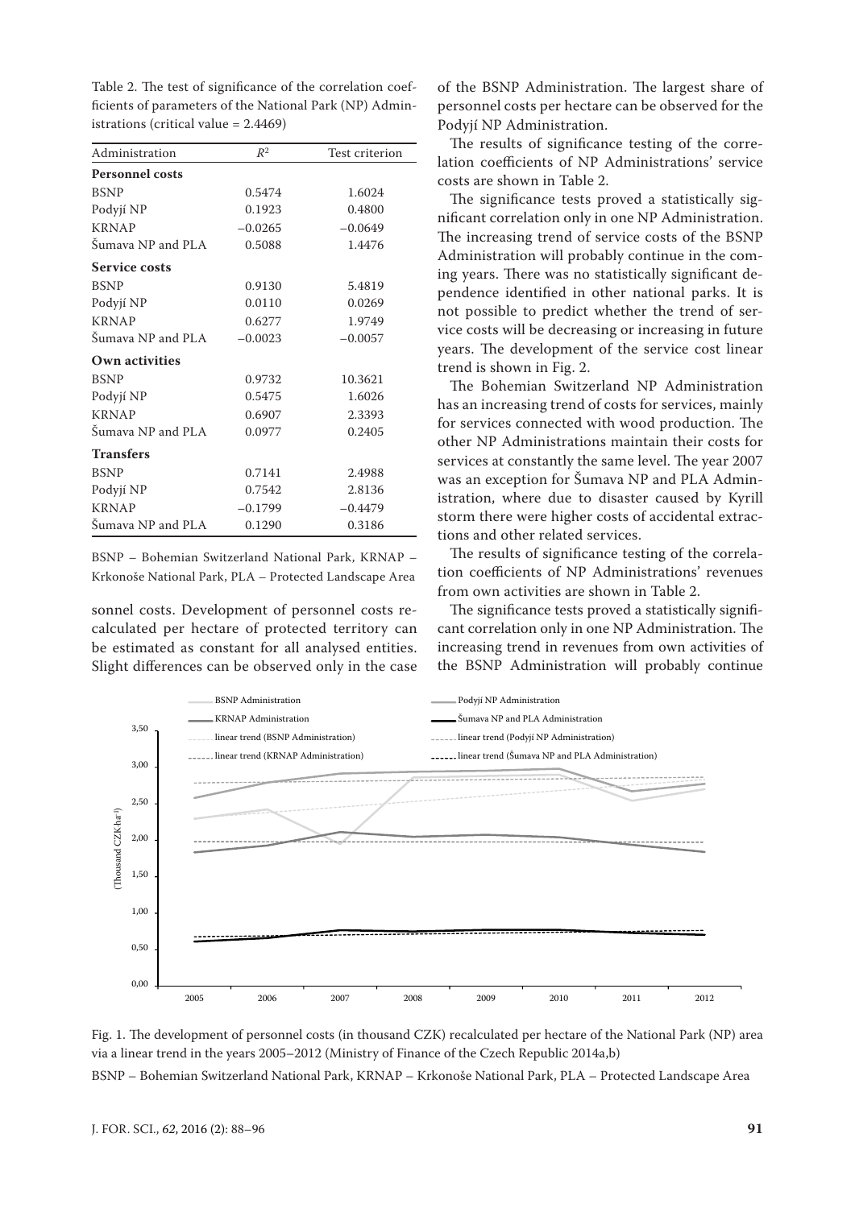Table 2. The test of significance of the correlation coefficients of parameters of the National Park (NP) Administrations (critical value = 2.4469)

| Administration | $R^2$ | Test criterion |
|---|---|---|
| **Personnel costs** | | |
| BSNP | 0.5474 | 1.6024 |
| Podyjí NP | 0.1923 | 0.4800 |
| KRNAP | −0.0265 | −0.0649 |
| Šumava NP and PLA | 0.5088 | 1.4476 |
| **Service costs** | | |
| BSNP | 0.9130 | 5.4819 |
| Podyjí NP | 0.0110 | 0.0269 |
| KRNAP | 0.6277 | 1.9749 |
| Šumava NP and PLA | −0.0023 | −0.0057 |
| **Own activities** | | |
| BSNP | 0.9732 | 10.3621 |
| Podyjí NP | 0.5475 | 1.6026 |
| KRNAP | 0.6907 | 2.3393 |
| Šumava NP and PLA | 0.0977 | 0.2405 |
| **Transfers** | | |
| BSNP | 0.7141 | 2.4988 |
| Podyjí NP | 0.7542 | 2.8136 |
| KRNAP | −0.1799 | −0.4479 |
| Šumava NP and PLA | 0.1290 | 0.3186 |

BSNP – Bohemian Switzerland National Park, KRNAP – Krkonoše National Park, PLA – Protected Landscape Area

sonnel costs. Development of personnel costs recalculated per hectare of protected territory can be estimated as constant for all analysed entities. Slight differences can be observed only in the case of the BSNP Administration. The largest share of personnel costs per hectare can be observed for the Podyjí NP Administration.

The results of significance testing of the correlation coefficients of NP Administrations' service costs are shown in Table 2.

The significance tests proved a statistically significant correlation only in one NP Administration. The increasing trend of service costs of the BSNP Administration will probably continue in the coming years. There was no statistically significant dependence identified in other national parks. It is not possible to predict whether the trend of service costs will be decreasing or increasing in future years. The development of the service cost linear trend is shown in Fig. 2.

The Bohemian Switzerland NP Administration has an increasing trend of costs for services, mainly for services connected with wood production. The other NP Administrations maintain their costs for services at constantly the same level. The year 2007 was an exception for Šumava NP and PLA Administration, where due to disaster caused by Kyrill storm there were higher costs of accidental extractions and other related services.

The results of significance testing of the correlation coefficients of NP Administrations' revenues from own activities are shown in Table 2.

The significance tests proved a statistically significant correlation only in one NP Administration. The increasing trend in revenues from own activities of the BSNP Administration will probably continue

Fig. 1. The development of personnel costs (in thousand CZK) recalculated per hectare of the National Park (NP) area via a linear trend in the years 2005–2012 (Ministry of Finance of the Czech Republic 2014a,b)

BSNP – Bohemian Switzerland National Park, KRNAP – Krkonoše National Park, PLA – Protected Landscape Area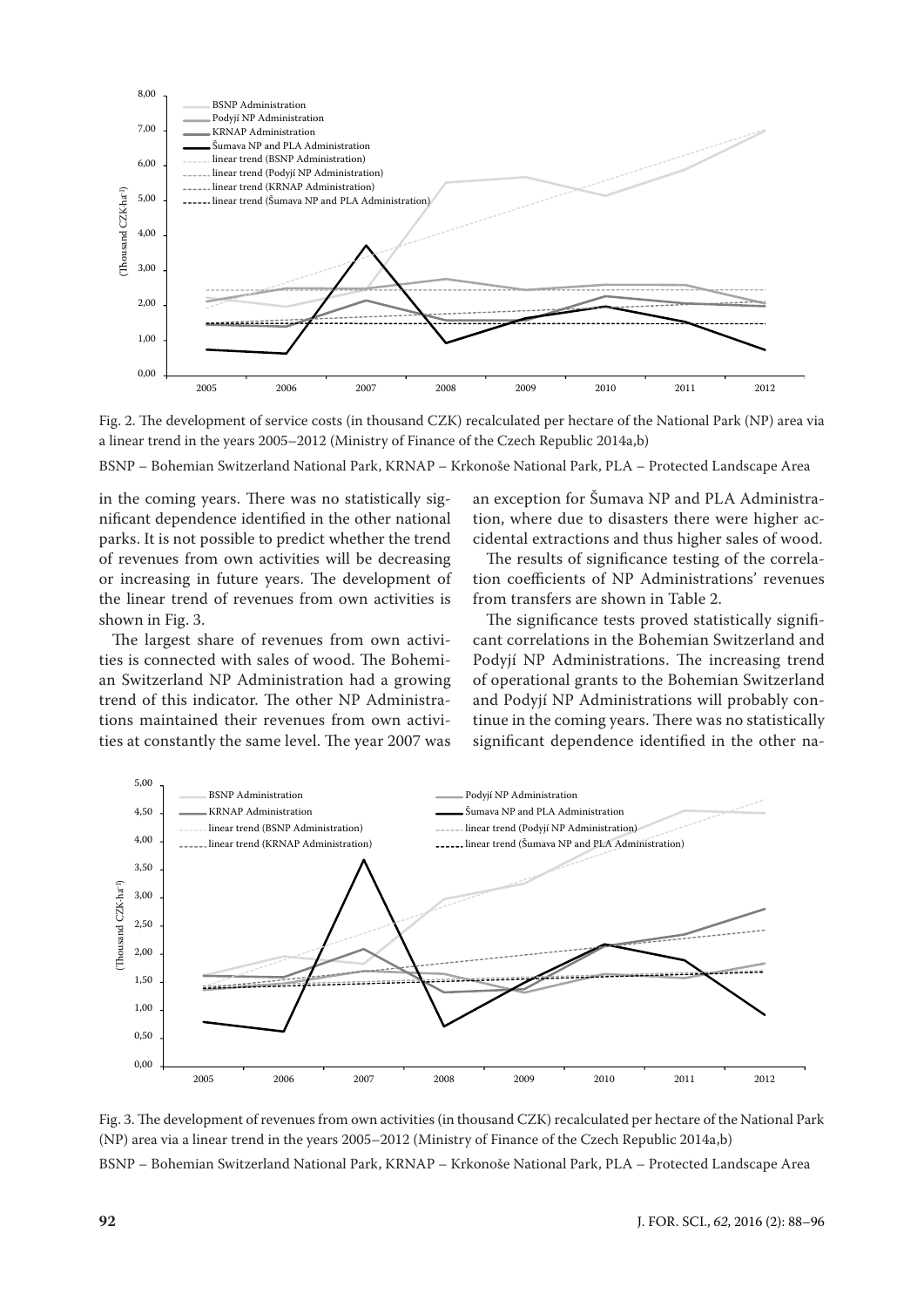Fig. 2. The development of service costs (in thousand CZK) recalculated per hectare of the National Park (NP) area via a linear trend in the years 2005–2012 (Ministry of Finance of the Czech Republic 2014a,b)

BSNP – Bohemian Switzerland National Park, KRNAP – Krkonoše National Park, PLA – Protected Landscape Area

in the coming years. There was no statistically significant dependence identified in the other national parks. It is not possible to predict whether the trend of revenues from own activities will be decreasing or increasing in future years. The development of the linear trend of revenues from own activities is shown in Fig. 3.

The largest share of revenues from own activities is connected with sales of wood. The Bohemian Switzerland NP Administration had a growing trend of this indicator. The other NP Administrations maintained their revenues from own activities at constantly the same level. The year 2007 was an exception for Šumava NP and PLA Administration, where due to disasters there were higher accidental extractions and thus higher sales of wood.

The results of significance testing of the correlation coefficients of NP Administrations' revenues from transfers are shown in Table 2.

The significance tests proved statistically significant correlations in the Bohemian Switzerland and Podyjí NP Administrations. The increasing trend of operational grants to the Bohemian Switzerland and Podyjí NP Administrations will probably continue in the coming years. There was no statistically significant dependence identified in the other na-

Fig. 3. The development of revenues from own activities (in thousand CZK) recalculated per hectare of the National Park (NP) area via a linear trend in the years 2005–2012 (Ministry of Finance of the Czech Republic 2014a,b)

BSNP – Bohemian Switzerland National Park, KRNAP – Krkonoše National Park, PLA – Protected Landscape Area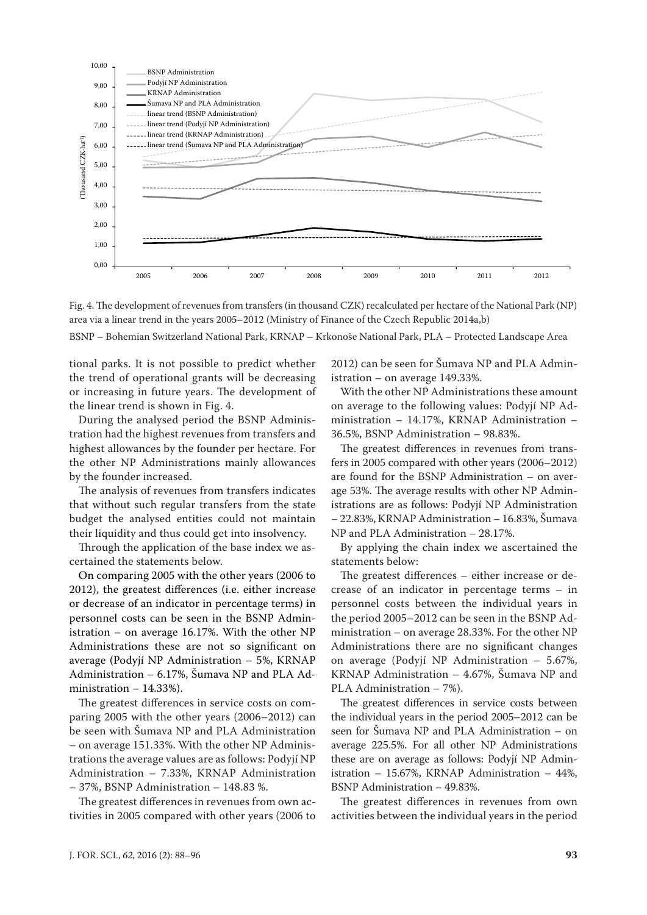Fig. 4. The development of revenues from transfers (in thousand CZK) recalculated per hectare of the National Park (NP) area via a linear trend in the years 2005–2012 (Ministry of Finance of the Czech Republic 2014a,b)

BSNP – Bohemian Switzerland National Park, KRNAP – Krkonoše National Park, PLA – Protected Landscape Area

tional parks. It is not possible to predict whether the trend of operational grants will be decreasing or increasing in future years. The development of the linear trend is shown in Fig. 4.

During the analysed period the BSNP Administration had the highest revenues from transfers and highest allowances by the founder per hectare. For the other NP Administrations mainly allowances by the founder increased.

The analysis of revenues from transfers indicates that without such regular transfers from the state budget the analysed entities could not maintain their liquidity and thus could get into insolvency.

Through the application of the base index we ascertained the statements below.

On comparing 2005 with the other years (2006 to 2012), the greatest differences (i.e. either increase or decrease of an indicator in percentage terms) in personnel costs can be seen in the BSNP Administration – on average 16.17%. With the other NP Administrations these are not so significant on average (Podyjí NP Administration – 5%, KRNAP Administration – 6.17%, Šumava NP and PLA Administration – 14.33%).

The greatest differences in service costs on comparing 2005 with the other years (2006–2012) can be seen with Šumava NP and PLA Administration – on average 151.33%. With the other NP Administrations the average values are as follows: Podyjí NP Administration – 7.33%, KRNAP Administration – 37%, BSNP Administration – 148.83 %.

The greatest differences in revenues from own activities in 2005 compared with other years (2006 to 2012) can be seen for Šumava NP and PLA Administration – on average 149.33%.

With the other NP Administrations these amount on average to the following values: Podyjí NP Administration – 14.17%, KRNAP Administration – 36.5%, BSNP Administration – 98.83%.

The greatest differences in revenues from transfers in 2005 compared with other years (2006–2012) are found for the BSNP Administration – on average 53%. The average results with other NP Administrations are as follows: Podyjí NP Administration – 22.83%, KRNAP Administration – 16.83%, Šumava NP and PLA Administration – 28.17%.

By applying the chain index we ascertained the statements below:

The greatest differences – either increase or decrease of an indicator in percentage terms – in personnel costs between the individual years in the period 2005–2012 can be seen in the BSNP Administration – on average 28.33%. For the other NP Administrations there are no significant changes on average (Podyjí NP Administration – 5.67%, KRNAP Administration – 4.67%, Šumava NP and PLA Administration – 7%).

The greatest differences in service costs between the individual years in the period 2005–2012 can be seen for Šumava NP and PLA Administration – on average 225.5%. For all other NP Administrations these are on average as follows: Podyjí NP Administration – 15.67%, KRNAP Administration – 44%, BSNP Administration – 49.83%.

The greatest differences in revenues from own activities between the individual years in the period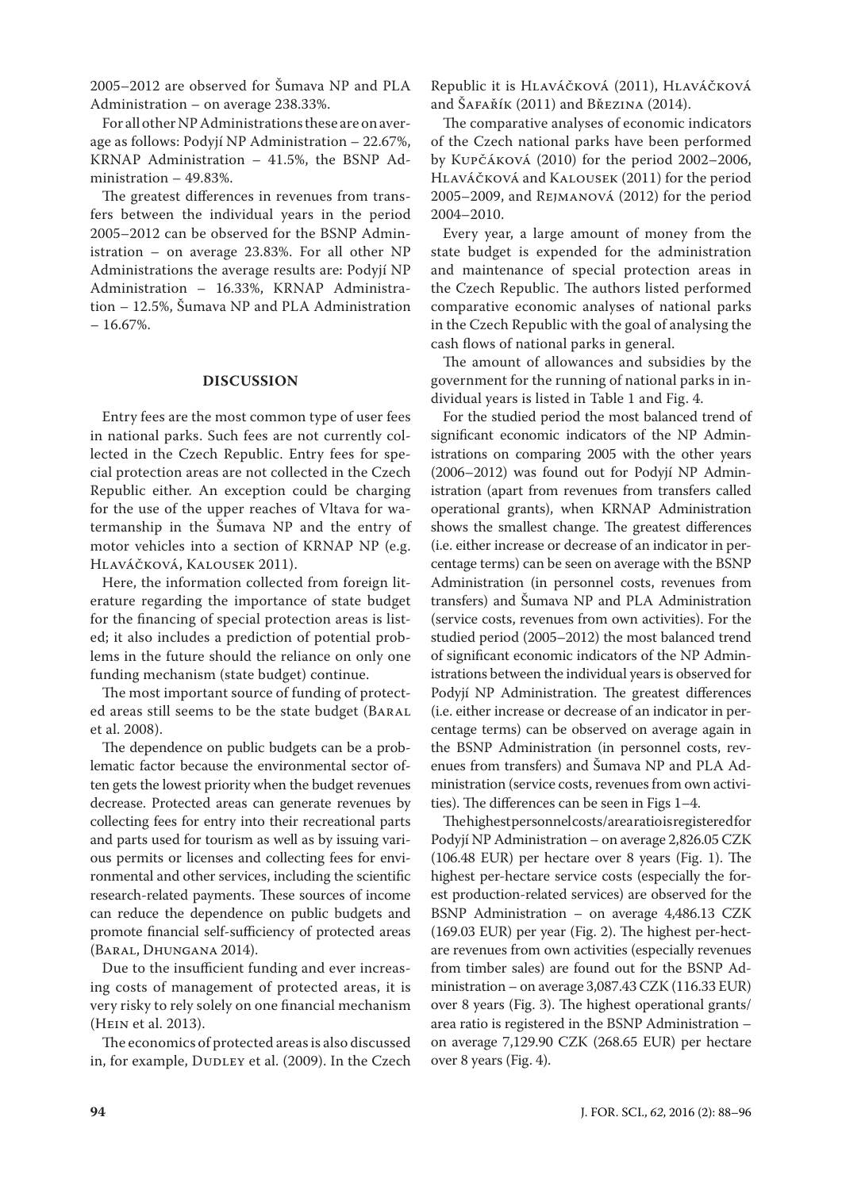2005–2012 are observed for Šumava NP and PLA Administration – on average 238.33%.

For all other NP Administrations these are on average as follows: Podyjí NP Administration – 22.67%, KRNAP Administration – 41.5%, the BSNP Administration – 49.83%.

The greatest differences in revenues from transfers between the individual years in the period 2005–2012 can be observed for the BSNP Administration – on average 23.83%. For all other NP Administrations the average results are: Podyjí NP Administration – 16.33%, KRNAP Administration – 12.5%, Šumava NP and PLA Administration – 16.67%.

## DISCUSSION

Entry fees are the most common type of user fees in national parks. Such fees are not currently collected in the Czech Republic. Entry fees for special protection areas are not collected in the Czech Republic either. An exception could be charging for the use of the upper reaches of Vltava for watermanship in the Šumava NP and the entry of motor vehicles into a section of KRNAP NP (e.g. Hlaváčková, Kalousek 2011).

Here, the information collected from foreign literature regarding the importance of state budget for the financing of special protection areas is listed; it also includes a prediction of potential problems in the future should the reliance on only one funding mechanism (state budget) continue.

The most important source of funding of protected areas still seems to be the state budget (Baral et al. 2008).

The dependence on public budgets can be a problematic factor because the environmental sector often gets the lowest priority when the budget revenues decrease. Protected areas can generate revenues by collecting fees for entry into their recreational parts and parts used for tourism as well as by issuing various permits or licenses and collecting fees for environmental and other services, including the scientific research-related payments. These sources of income can reduce the dependence on public budgets and promote financial self-sufficiency of protected areas (Baral, Dhungana 2014).

Due to the insufficient funding and ever increasing costs of management of protected areas, it is very risky to rely solely on one financial mechanism (Hein et al. 2013).

The economics of protected areas is also discussed in, for example, Dudley et al. (2009). In the Czech Republic it is Hlaváčková (2011), Hlaváčková and Šafařík (2011) and Březina (2014).

The comparative analyses of economic indicators of the Czech national parks have been performed by Kupčáková (2010) for the period 2002–2006, Hlaváčková and Kalousek (2011) for the period 2005–2009, and Rejmanová (2012) for the period 2004–2010.

Every year, a large amount of money from the state budget is expended for the administration and maintenance of special protection areas in the Czech Republic. The authors listed performed comparative economic analyses of national parks in the Czech Republic with the goal of analysing the cash flows of national parks in general.

The amount of allowances and subsidies by the government for the running of national parks in individual years is listed in Table 1 and Fig. 4.

For the studied period the most balanced trend of significant economic indicators of the NP Administrations on comparing 2005 with the other years (2006–2012) was found out for Podyjí NP Administration (apart from revenues from transfers called operational grants), when KRNAP Administration shows the smallest change. The greatest differences (i.e. either increase or decrease of an indicator in percentage terms) can be seen on average with the BSNP Administration (in personnel costs, revenues from transfers) and Šumava NP and PLA Administration (service costs, revenues from own activities). For the studied period (2005–2012) the most balanced trend of significant economic indicators of the NP Administrations between the individual years is observed for Podyjí NP Administration. The greatest differences (i.e. either increase or decrease of an indicator in percentage terms) can be observed on average again in the BSNP Administration (in personnel costs, revenues from transfers) and Šumava NP and PLA Administration (service costs, revenues from own activities). The differences can be seen in Figs 1–4.

The highest personnel costs/area ratio is registered for Podyjí NP Administration – on average 2,826.05 CZK (106.48 EUR) per hectare over 8 years (Fig. 1). The highest per-hectare service costs (especially the forest production-related services) are observed for the BSNP Administration – on average 4,486.13 CZK (169.03 EUR) per year (Fig. 2). The highest per-hectare revenues from own activities (especially revenues from timber sales) are found out for the BSNP Administration – on average 3,087.43 CZK (116.33 EUR) over 8 years (Fig. 3). The highest operational grants/area ratio is registered in the BSNP Administration – on average 7,129.90 CZK (268.65 EUR) per hectare over 8 years (Fig. 4).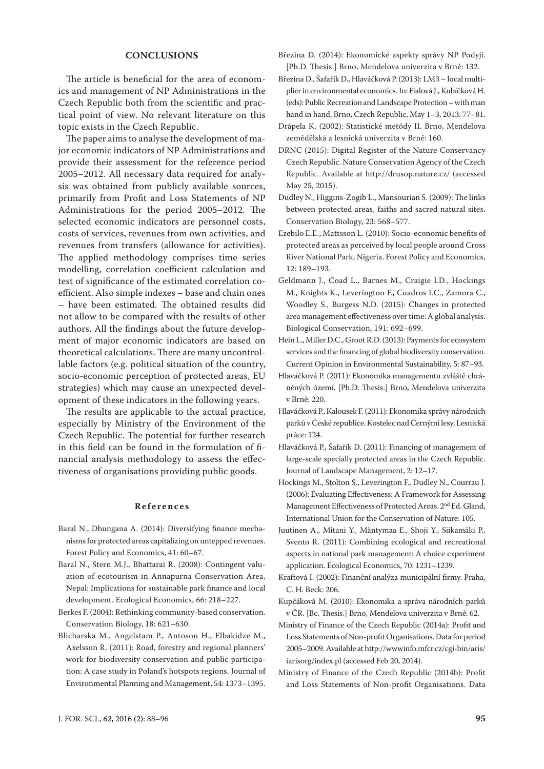## CONCLUSIONS

The article is beneficial for the area of economics and management of NP Administrations in the Czech Republic both from the scientific and practical point of view. No relevant literature on this topic exists in the Czech Republic.

The paper aims to analyse the development of major economic indicators of NP Administrations and provide their assessment for the reference period 2005–2012. All necessary data required for analysis was obtained from publicly available sources, primarily from Profit and Loss Statements of NP Administrations for the period 2005–2012. The selected economic indicators are personnel costs, costs of services, revenues from own activities, and revenues from transfers (allowance for activities). The applied methodology comprises time series modelling, correlation coefficient calculation and test of significance of the estimated correlation coefficient. Also simple indexes – base and chain ones – have been estimated. The obtained results did not allow to be compared with the results of other authors. All the findings about the future development of major economic indicators are based on theoretical calculations. There are many uncontrollable factors (e.g. political situation of the country, socio-economic perception of protected areas, EU strategies) which may cause an unexpected development of these indicators in the following years.

The results are applicable to the actual practice, especially by Ministry of the Environment of the Czech Republic. The potential for further research in this field can be found in the formulation of financial analysis methodology to assess the effectiveness of organisations providing public goods.

## References

Baral N., Dhungana A. (2014): Diversifying finance mechanisms for protected areas capitalizing on untepped revenues. Forest Policy and Economics, 41: 60–67.

Baral N., Stern M.J., Bhattarai R. (2008): Contingent valuation of ecotourism in Annapurna Conservation Area, Nepal: Implications for sustainable park finance and local development. Ecological Economics, 66: 218–227.

Berkes F. (2004): Rethinking community-based conservation. Conservation Biology, 18: 621–630.

Blicharska M., Angelstam P., Antoson H., Elbakidze M., Axelsson R. (2011): Road, forestry and regional planners' work for biodiversity conservation and public participation: A case study in Poland's hotspots regions. Journal of Environmental Planning and Management, 54: 1373–1395.

Březina D. (2014): Ekonomické aspekty správy NP Podyjí. [Ph.D. Thesis.] Brno, Mendelova univerzita v Brně: 132.

Březina D., Šafařík D., Hlaváčková P. (2013): LM3 – local multiplier in environmental economics. In: Fialová J., Kubíčková H. (eds): Public Recreation and Landscape Protection – with man hand in hand, Brno, Czech Republic, May 1–3, 2013: 77–81.

Drápela K. (2002): Statistické metódy II. Brno, Mendelova zemědělská a lesnická univerzita v Brně: 160.

DRNC (2015): Digital Register of the Nature Conservancy Czech Republic. Nature Conservation Agency of the Czech Republic. Available at http://drusop.nature.cz/ (accessed May 25, 2015).

Dudley N., Higgins-Zogib L., Mansourian S. (2009): The links between protected areas, faiths and sacred natural sites. Conservation Biology, 23: 568–577.

Ezebilo E.E., Mattsson L. (2010): Socio-economic benefits of protected areas as perceived by local people around Cross River National Park, Nigeria. Forest Policy and Economics, 12: 189–193.

Geldmann J., Coad L., Barnes M., Craigie I.D., Hockings M., Knights K., Leverington F., Cuadros I.C., Zamora C., Woodley S., Burgess N.D. (2015): Changes in protected area management effectiveness over time: A global analysis. Biological Conservation, 191: 692–699.

Hein L., Miller D.C., Groot R.D. (2013): Payments for ecosystem services and the financing of global biodiversity conservation. Current Opinion in Environmental Sustainability, 5: 87–93.

Hlaváčková P. (2011): Ekonomika managementu zvláště chráněných území. [Ph.D. Thesis.] Brno, Mendelova univerzita v Brně: 220.

Hlaváčková P., Kalousek F. (2011): Ekonomika správy národních parků v České republice. Kostelec nad Černými lesy, Lesnická práce: 124.

Hlaváčková P., Šafařík D. (2011): Financing of management of large-scale specially protected areas in the Czech Republic. Journal of Landscape Management, 2: 12–17.

Hockings M., Stolton S., Leverington F., Dudley N., Courrau J. (2006): Evaluating Effectiveness: A Framework for Assessing Management Effectiveness of Protected Areas. 2nd Ed. Gland, International Union for the Conservation of Nature: 105.

Juutinen A., Mitani Y., Mäntymaa E., Shoji Y., Siikamäki P., Svento R. (2011): Combining ecological and recreational aspects in national park management: A choice experiment application. Ecological Economics, 70: 1231–1239.

Kraftová I. (2002): Finanční analýza municipální firmy. Praha, C. H. Beck: 206.

Kupčáková M. (2010): Ekonomika a správa národních parků v ČR. [Bc. Thesis.] Brno, Mendelova univerzita v Brně: 62.

Ministry of Finance of the Czech Republic (2014a): Profit and Loss Statements of Non-profit Organisations. Data for period 2005–2009. Available at http://wwwinfo.mfcr.cz/cgi-bin/aris/iarisorg/index.pl (accessed Feb 20, 2014).

Ministry of Finance of the Czech Republic (2014b): Profit and Loss Statements of Non-profit Organisations. Data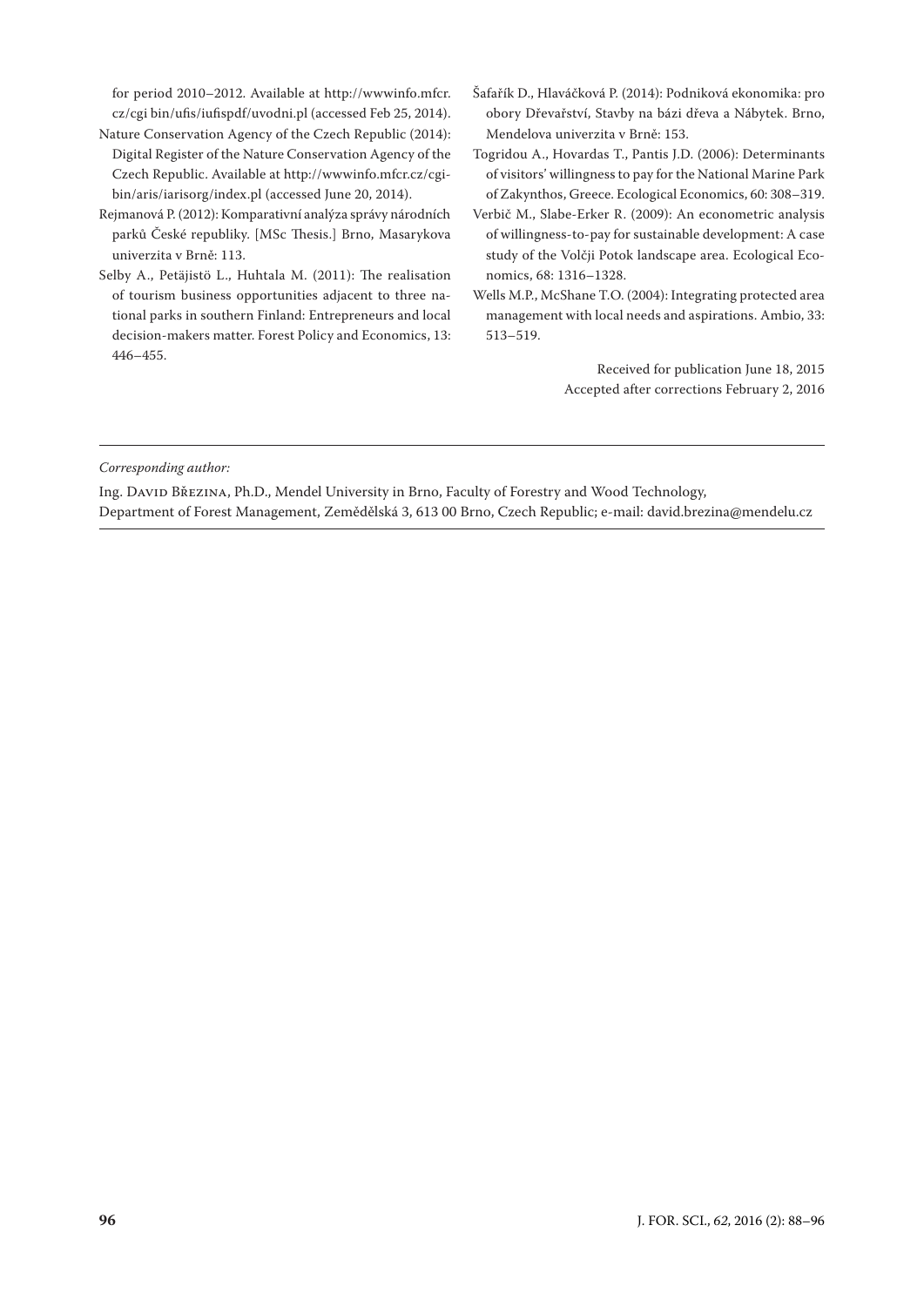for period 2010–2012. Available at http://wwwinfo.mfcr.cz/cgi bin/ufis/iufispdf/uvodni.pl (accessed Feb 25, 2014).

Nature Conservation Agency of the Czech Republic (2014): Digital Register of the Nature Conservation Agency of the Czech Republic. Available at http://wwwinfo.mfcr.cz/cgi-bin/aris/iarisorg/index.pl (accessed June 20, 2014).

Rejmanová P. (2012): Komparativní analýza správy národních parků České republiky. [MSc Thesis.] Brno, Masarykova univerzita v Brně: 113.

Selby A., Petäjistö L., Huhtala M. (2011): The realisation of tourism business opportunities adjacent to three national parks in southern Finland: Entrepreneurs and local decision-makers matter. Forest Policy and Economics, 13: 446–455.

Šafařík D., Hlaváčková P. (2014): Podniková ekonomika: pro obory Dřevařství, Stavby na bázi dřeva a Nábytek. Brno, Mendelova univerzita v Brně: 153.

Togridou A., Hovardas T., Pantis J.D. (2006): Determinants of visitors' willingness to pay for the National Marine Park of Zakynthos, Greece. Ecological Economics, 60: 308–319.

Verbič M., Slabe-Erker R. (2009): An econometric analysis of willingness-to-pay for sustainable development: A case study of the Volčji Potok landscape area. Ecological Economics, 68: 1316–1328.

Wells M.P., McShane T.O. (2004): Integrating protected area management with local needs and aspirations. Ambio, 33: 513–519.

Received for publication June 18, 2015
Accepted after corrections February 2, 2016

*Corresponding author:*

Ing. David Březina, Ph.D., Mendel University in Brno, Faculty of Forestry and Wood Technology, Department of Forest Management, Zemědělská 3, 613 00 Brno, Czech Republic; e-mail: david.brezina@mendelu.cz